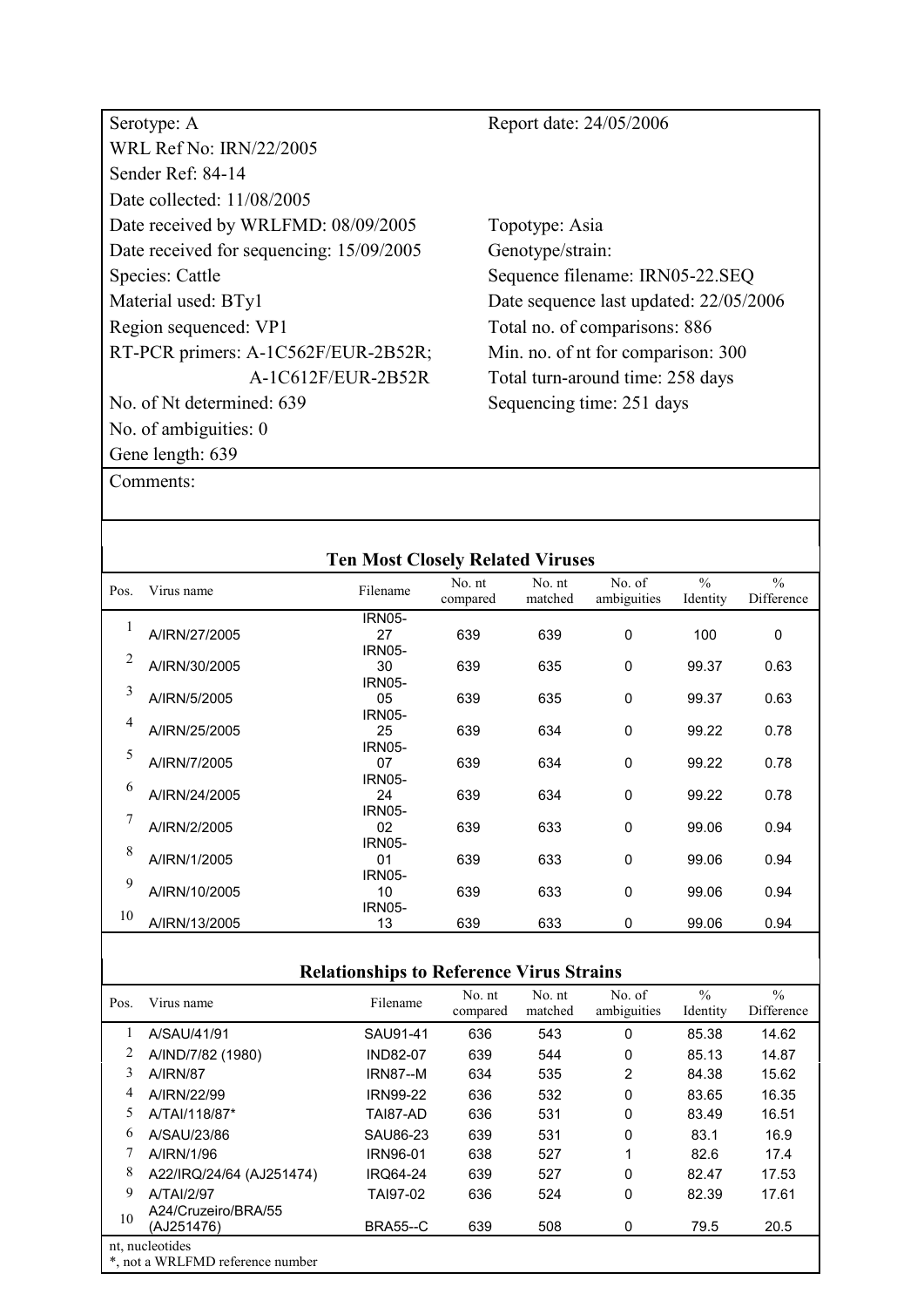| | |
|---|---|
| Serotype: A | Report date: 24/05/2006 |
| WRL Ref No: IRN/22/2005 | |
| Sender Ref: 84-14 | |
| Date collected: 11/08/2005 | |
| Date received by WRLFMD: 08/09/2005 | Topotype: Asia |
| Date received for sequencing: 15/09/2005 | Genotype/strain: |
| Species: Cattle | Sequence filename: IRN05-22.SEQ |
| Material used: BTy1 | Date sequence last updated: 22/05/2006 |
| Region sequenced: VP1 | Total no. of comparisons: 886 |
| RT-PCR primers: A-1C562F/EUR-2B52R; A-1C612F/EUR-2B52R | Min. no. of nt for comparison: 300 |
| | Total turn-around time: 258 days |
| No. of Nt determined: 639 | Sequencing time: 251 days |
| No. of ambiguities: 0 | |
| Gene length: 639 | |

Comments:

## Ten Most Closely Related Viruses

| Pos. | Virus name | Filename | No. nt compared | No. nt matched | No. of ambiguities | % Identity | % Difference |
|---|---|---|---|---|---|---|---|
| 1 | A/IRN/27/2005 | IRN05-27 | 639 | 639 | 0 | 100 | 0 |
| 2 | A/IRN/30/2005 | IRN05-30 | 639 | 635 | 0 | 99.37 | 0.63 |
| 3 | A/IRN/5/2005 | IRN05-05 | 639 | 635 | 0 | 99.37 | 0.63 |
| 4 | A/IRN/25/2005 | IRN05-25 | 639 | 634 | 0 | 99.22 | 0.78 |
| 5 | A/IRN/7/2005 | IRN05-07 | 639 | 634 | 0 | 99.22 | 0.78 |
| 6 | A/IRN/24/2005 | IRN05-24 | 639 | 634 | 0 | 99.22 | 0.78 |
| 7 | A/IRN/2/2005 | IRN05-02 | 639 | 633 | 0 | 99.06 | 0.94 |
| 8 | A/IRN/1/2005 | IRN05-01 | 639 | 633 | 0 | 99.06 | 0.94 |
| 9 | A/IRN/10/2005 | IRN05-10 | 639 | 633 | 0 | 99.06 | 0.94 |
| 10 | A/IRN/13/2005 | IRN05-13 | 639 | 633 | 0 | 99.06 | 0.94 |

## Relationships to Reference Virus Strains

| Pos. | Virus name | Filename | No. nt compared | No. nt matched | No. of ambiguities | % Identity | % Difference |
|---|---|---|---|---|---|---|---|
| 1 | A/SAU/41/91 | SAU91-41 | 636 | 543 | 0 | 85.38 | 14.62 |
| 2 | A/IND/7/82 (1980) | IND82-07 | 639 | 544 | 0 | 85.13 | 14.87 |
| 3 | A/IRN/87 | IRN87--M | 634 | 535 | 2 | 84.38 | 15.62 |
| 4 | A/IRN/22/99 | IRN99-22 | 636 | 532 | 0 | 83.65 | 16.35 |
| 5 | A/TAI/118/87* | TAI87-AD | 636 | 531 | 0 | 83.49 | 16.51 |
| 6 | A/SAU/23/86 | SAU86-23 | 639 | 531 | 0 | 83.1 | 16.9 |
| 7 | A/IRN/1/96 | IRN96-01 | 638 | 527 | 1 | 82.6 | 17.4 |
| 8 | A22/IRQ/24/64 (AJ251474) | IRQ64-24 | 639 | 527 | 0 | 82.47 | 17.53 |
| 9 | A/TAI/2/97 | TAI97-02 | 636 | 524 | 0 | 82.39 | 17.61 |
| 10 | A24/Cruzeiro/BRA/55 (AJ251476) | BRA55--C | 639 | 508 | 0 | 79.5 | 20.5 |

nt, nucleotides
*, not a WRLFMD reference number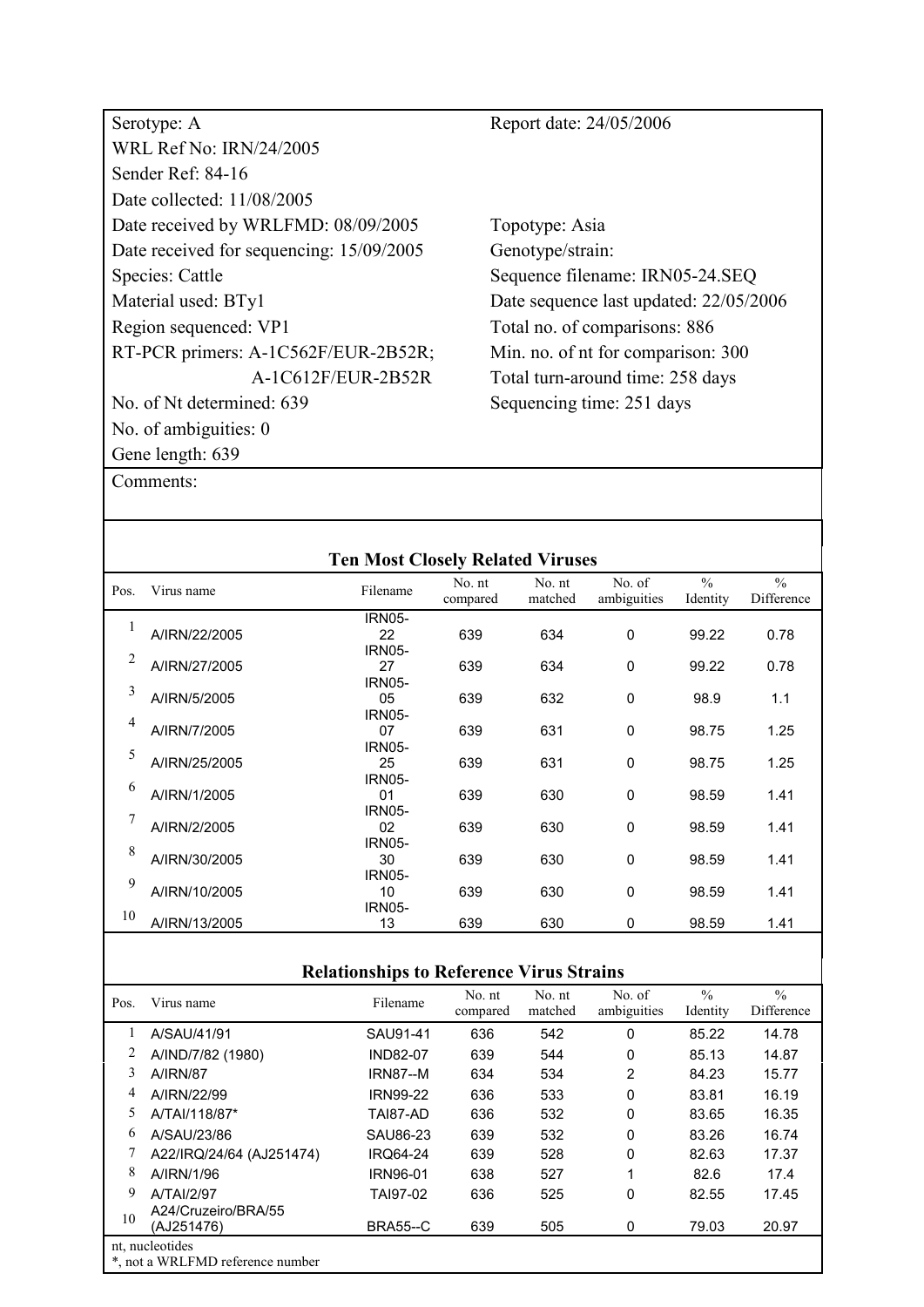| | |
|---|---|
| Serotype: A | Report date: 24/05/2006 |
| WRL Ref No: IRN/24/2005 | |
| Sender Ref: 84-16 | |
| Date collected: 11/08/2005 | |
| Date received by WRLFMD: 08/09/2005 | Topotype: Asia |
| Date received for sequencing: 15/09/2005 | Genotype/strain: |
| Species: Cattle | Sequence filename: IRN05-24.SEQ |
| Material used: BTy1 | Date sequence last updated: 22/05/2006 |
| Region sequenced: VP1 | Total no. of comparisons: 886 |
| RT-PCR primers: A-1C562F/EUR-2B52R; A-1C612F/EUR-2B52R | Min. no. of nt for comparison: 300 |
| | Total turn-around time: 258 days |
| No. of Nt determined: 639 | Sequencing time: 251 days |
| No. of ambiguities: 0 | |
| Gene length: 639 | |

Comments:

**Ten Most Closely Related Viruses**

| Pos. | Virus name | Filename | No. nt compared | No. nt matched | No. of ambiguities | % Identity | % Difference |
|---|---|---|---|---|---|---|---|
| 1 | A/IRN/22/2005 | IRN05-22 | 639 | 634 | 0 | 99.22 | 0.78 |
| 2 | A/IRN/27/2005 | IRN05-27 | 639 | 634 | 0 | 99.22 | 0.78 |
| 3 | A/IRN/5/2005 | IRN05-05 | 639 | 632 | 0 | 98.9 | 1.1 |
| 4 | A/IRN/7/2005 | IRN05-07 | 639 | 631 | 0 | 98.75 | 1.25 |
| 5 | A/IRN/25/2005 | IRN05-25 | 639 | 631 | 0 | 98.75 | 1.25 |
| 6 | A/IRN/1/2005 | IRN05-01 | 639 | 630 | 0 | 98.59 | 1.41 |
| 7 | A/IRN/2/2005 | IRN05-02 | 639 | 630 | 0 | 98.59 | 1.41 |
| 8 | A/IRN/30/2005 | IRN05-30 | 639 | 630 | 0 | 98.59 | 1.41 |
| 9 | A/IRN/10/2005 | IRN05-10 | 639 | 630 | 0 | 98.59 | 1.41 |
| 10 | A/IRN/13/2005 | IRN05-13 | 639 | 630 | 0 | 98.59 | 1.41 |

**Relationships to Reference Virus Strains**

| Pos. | Virus name | Filename | No. nt compared | No. nt matched | No. of ambiguities | % Identity | % Difference |
|---|---|---|---|---|---|---|---|
| 1 | A/SAU/41/91 | SAU91-41 | 636 | 542 | 0 | 85.22 | 14.78 |
| 2 | A/IND/7/82 (1980) | IND82-07 | 639 | 544 | 0 | 85.13 | 14.87 |
| 3 | A/IRN/87 | IRN87--M | 634 | 534 | 2 | 84.23 | 15.77 |
| 4 | A/IRN/22/99 | IRN99-22 | 636 | 533 | 0 | 83.81 | 16.19 |
| 5 | A/TAI/118/87* | TAI87-AD | 636 | 532 | 0 | 83.65 | 16.35 |
| 6 | A/SAU/23/86 | SAU86-23 | 639 | 532 | 0 | 83.26 | 16.74 |
| 7 | A22/IRQ/24/64 (AJ251474) | IRQ64-24 | 639 | 528 | 0 | 82.63 | 17.37 |
| 8 | A/IRN/1/96 | IRN96-01 | 638 | 527 | 1 | 82.6 | 17.4 |
| 9 | A/TAI/2/97 | TAI97-02 | 636 | 525 | 0 | 82.55 | 17.45 |
| 10 | A24/Cruzeiro/BRA/55 (AJ251476) | BRA55--C | 639 | 505 | 0 | 79.03 | 20.97 |

nt, nucleotides
*, not a WRLFMD reference number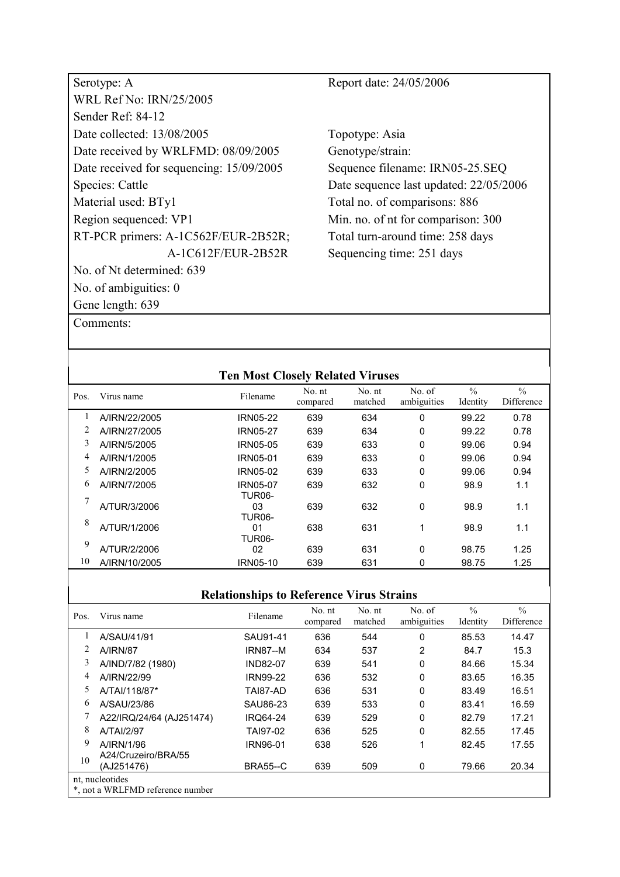| | |
|---|---|
| Serotype: A | Report date: 24/05/2006 |
| WRL Ref No: IRN/25/2005 | |
| Sender Ref: 84-12 | |
| Date collected: 13/08/2005 | Topotype: Asia |
| Date received by WRLFMD: 08/09/2005 | Genotype/strain: |
| Date received for sequencing: 15/09/2005 | Sequence filename: IRN05-25.SEQ |
| Species: Cattle | Date sequence last updated: 22/05/2006 |
| Material used: BTy1 | Total no. of comparisons: 886 |
| Region sequenced: VP1 | Min. no. of nt for comparison: 300 |
| RT-PCR primers: A-1C562F/EUR-2B52R; A-1C612F/EUR-2B52R | Total turn-around time: 258 days |
| | Sequencing time: 251 days |
| No. of Nt determined: 639 | |
| No. of ambiguities: 0 | |
| Gene length: 639 | |

Comments:

**Ten Most Closely Related Viruses**

| Pos. | Virus name | Filename | No. nt compared | No. nt matched | No. of ambiguities | % Identity | % Difference |
|---|---|---|---|---|---|---|---|
| 1 | A/IRN/22/2005 | IRN05-22 | 639 | 634 | 0 | 99.22 | 0.78 |
| 2 | A/IRN/27/2005 | IRN05-27 | 639 | 634 | 0 | 99.22 | 0.78 |
| 3 | A/IRN/5/2005 | IRN05-05 | 639 | 633 | 0 | 99.06 | 0.94 |
| 4 | A/IRN/1/2005 | IRN05-01 | 639 | 633 | 0 | 99.06 | 0.94 |
| 5 | A/IRN/2/2005 | IRN05-02 | 639 | 633 | 0 | 99.06 | 0.94 |
| 6 | A/IRN/7/2005 | IRN05-07 | 639 | 632 | 0 | 98.9 | 1.1 |
| 7 | A/TUR/3/2006 | TUR06-03 | 639 | 632 | 0 | 98.9 | 1.1 |
| 8 | A/TUR/1/2006 | TUR06-01 | 638 | 631 | 1 | 98.9 | 1.1 |
| 9 | A/TUR/2/2006 | TUR06-02 | 639 | 631 | 0 | 98.75 | 1.25 |
| 10 | A/IRN/10/2005 | IRN05-10 | 639 | 631 | 0 | 98.75 | 1.25 |

**Relationships to Reference Virus Strains**

| Pos. | Virus name | Filename | No. nt compared | No. nt matched | No. of ambiguities | % Identity | % Difference |
|---|---|---|---|---|---|---|---|
| 1 | A/SAU/41/91 | SAU91-41 | 636 | 544 | 0 | 85.53 | 14.47 |
| 2 | A/IRN/87 | IRN87--M | 634 | 537 | 2 | 84.7 | 15.3 |
| 3 | A/IND/7/82 (1980) | IND82-07 | 639 | 541 | 0 | 84.66 | 15.34 |
| 4 | A/IRN/22/99 | IRN99-22 | 636 | 532 | 0 | 83.65 | 16.35 |
| 5 | A/TAI/118/87* | TAI87-AD | 636 | 531 | 0 | 83.49 | 16.51 |
| 6 | A/SAU/23/86 | SAU86-23 | 639 | 533 | 0 | 83.41 | 16.59 |
| 7 | A22/IRQ/24/64 (AJ251474) | IRQ64-24 | 639 | 529 | 0 | 82.79 | 17.21 |
| 8 | A/TAI/2/97 | TAI97-02 | 636 | 525 | 0 | 82.55 | 17.45 |
| 9 | A/IRN/1/96 | IRN96-01 | 638 | 526 | 1 | 82.45 | 17.55 |
| 10 | A24/Cruzeiro/BRA/55 (AJ251476) | BRA55--C | 639 | 509 | 0 | 79.66 | 20.34 |

nt, nucleotides
*, not a WRLFMD reference number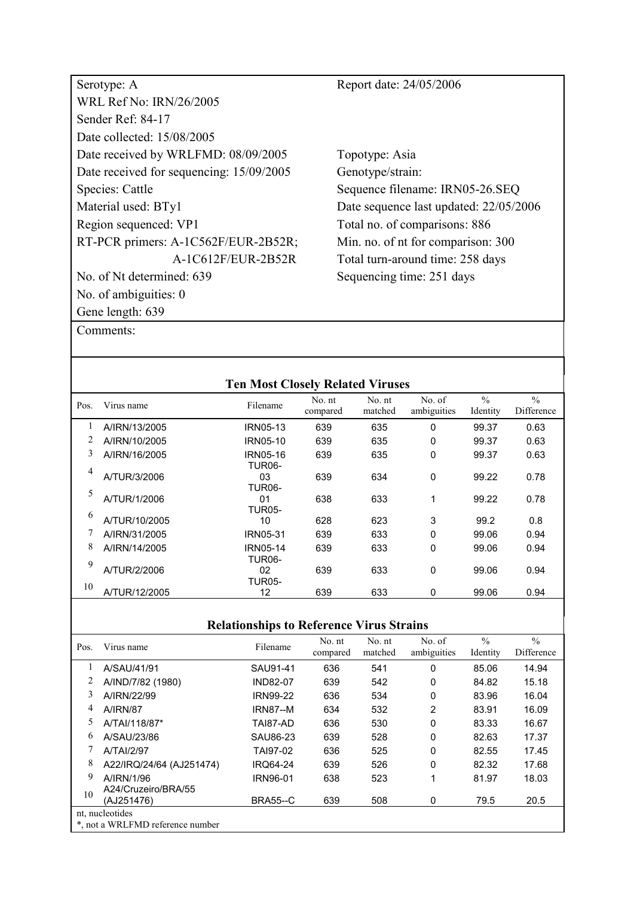| | |
|---|---|
| Serotype: A | Report date: 24/05/2006 |
| WRL Ref No: IRN/26/2005 | |
| Sender Ref: 84-17 | |
| Date collected: 15/08/2005 | |
| Date received by WRLFMD: 08/09/2005 | Topotype: Asia |
| Date received for sequencing: 15/09/2005 | Genotype/strain: |
| Species: Cattle | Sequence filename: IRN05-26.SEQ |
| Material used: BTy1 | Date sequence last updated: 22/05/2006 |
| Region sequenced: VP1 | Total no. of comparisons: 886 |
| RT-PCR primers: A-1C562F/EUR-2B52R; A-1C612F/EUR-2B52R | Min. no. of nt for comparison: 300 |
| | Total turn-around time: 258 days |
| No. of Nt determined: 639 | Sequencing time: 251 days |
| No. of ambiguities: 0 | |
| Gene length: 639 | |

Comments:

## Ten Most Closely Related Viruses

| Pos. | Virus name | Filename | No. nt compared | No. nt matched | No. of ambiguities | % Identity | % Difference |
|---|---|---|---|---|---|---|---|
| 1 | A/IRN/13/2005 | IRN05-13 | 639 | 635 | 0 | 99.37 | 0.63 |
| 2 | A/IRN/10/2005 | IRN05-10 | 639 | 635 | 0 | 99.37 | 0.63 |
| 3 | A/IRN/16/2005 | IRN05-16 | 639 | 635 | 0 | 99.37 | 0.63 |
| 4 | A/TUR/3/2006 | TUR06-03 | 639 | 634 | 0 | 99.22 | 0.78 |
| 5 | A/TUR/1/2006 | TUR06-01 | 638 | 633 | 1 | 99.22 | 0.78 |
| 6 | A/TUR/10/2005 | TUR05-10 | 628 | 623 | 3 | 99.2 | 0.8 |
| 7 | A/IRN/31/2005 | IRN05-31 | 639 | 633 | 0 | 99.06 | 0.94 |
| 8 | A/IRN/14/2005 | IRN05-14 | 639 | 633 | 0 | 99.06 | 0.94 |
| 9 | A/TUR/2/2006 | TUR06-02 | 639 | 633 | 0 | 99.06 | 0.94 |
| 10 | A/TUR/12/2005 | TUR05-12 | 639 | 633 | 0 | 99.06 | 0.94 |

## Relationships to Reference Virus Strains

| Pos. | Virus name | Filename | No. nt compared | No. nt matched | No. of ambiguities | % Identity | % Difference |
|---|---|---|---|---|---|---|---|
| 1 | A/SAU/41/91 | SAU91-41 | 636 | 541 | 0 | 85.06 | 14.94 |
| 2 | A/IND/7/82 (1980) | IND82-07 | 639 | 542 | 0 | 84.82 | 15.18 |
| 3 | A/IRN/22/99 | IRN99-22 | 636 | 534 | 0 | 83.96 | 16.04 |
| 4 | A/IRN/87 | IRN87--M | 634 | 532 | 2 | 83.91 | 16.09 |
| 5 | A/TAI/118/87* | TAI87-AD | 636 | 530 | 0 | 83.33 | 16.67 |
| 6 | A/SAU/23/86 | SAU86-23 | 639 | 528 | 0 | 82.63 | 17.37 |
| 7 | A/TAI/2/97 | TAI97-02 | 636 | 525 | 0 | 82.55 | 17.45 |
| 8 | A22/IRQ/24/64 (AJ251474) | IRQ64-24 | 639 | 526 | 0 | 82.32 | 17.68 |
| 9 | A/IRN/1/96 | IRN96-01 | 638 | 523 | 1 | 81.97 | 18.03 |
| 10 | A24/Cruzeiro/BRA/55 (AJ251476) | BRA55--C | 639 | 508 | 0 | 79.5 | 20.5 |

nt, nucleotides
*, not a WRLFMD reference number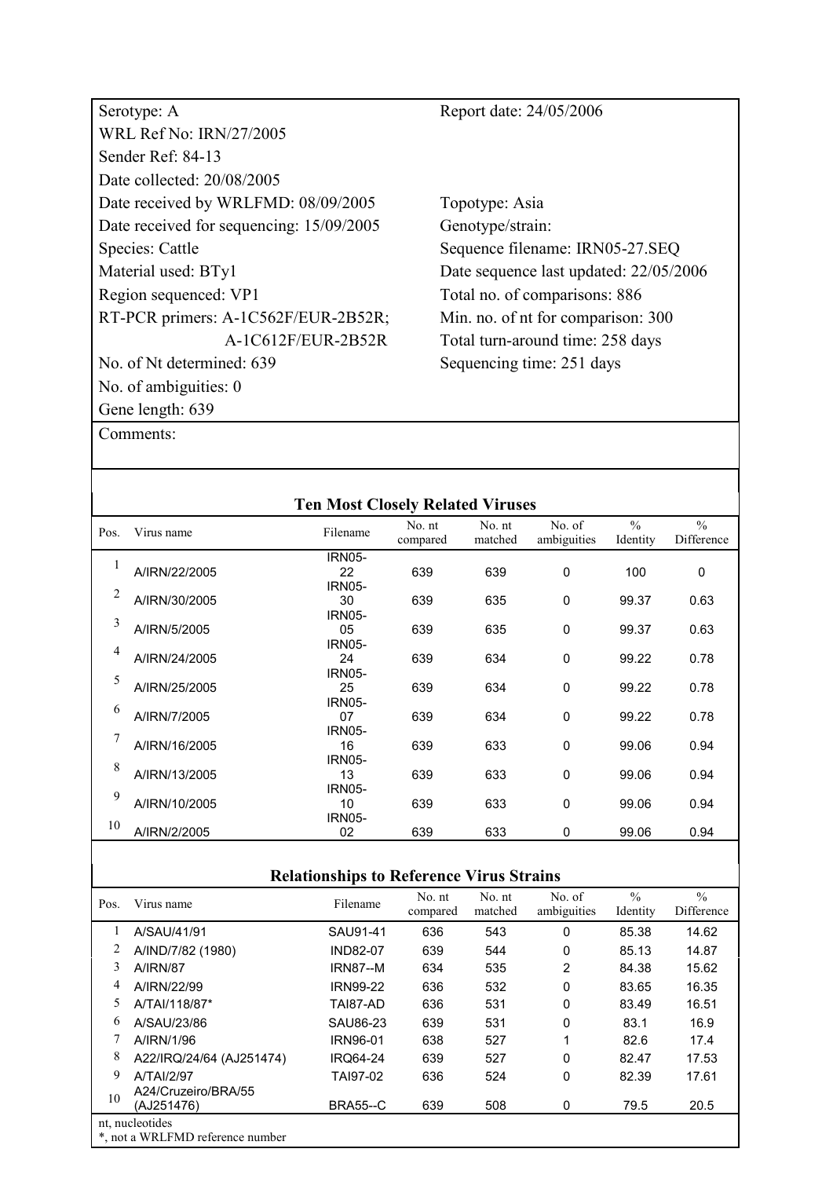| | |
|---|---|
| Serotype: A | Report date: 24/05/2006 |
| WRL Ref No: IRN/27/2005 | |
| Sender Ref: 84-13 | |
| Date collected: 20/08/2005 | |
| Date received by WRLFMD: 08/09/2005 | Topotype: Asia |
| Date received for sequencing: 15/09/2005 | Genotype/strain: |
| Species: Cattle | Sequence filename: IRN05-27.SEQ |
| Material used: BTy1 | Date sequence last updated: 22/05/2006 |
| Region sequenced: VP1 | Total no. of comparisons: 886 |
| RT-PCR primers: A-1C562F/EUR-2B52R; A-1C612F/EUR-2B52R | Min. no. of nt for comparison: 300 |
| | Total turn-around time: 258 days |
| No. of Nt determined: 639 | Sequencing time: 251 days |
| No. of ambiguities: 0 | |
| Gene length: 639 | |

Comments:

**Ten Most Closely Related Viruses**

| Pos. | Virus name | Filename | No. nt compared | No. nt matched | No. of ambiguities | % Identity | % Difference |
|---|---|---|---|---|---|---|---|
| 1 | A/IRN/22/2005 | IRN05-22 | 639 | 639 | 0 | 100 | 0 |
| 2 | A/IRN/30/2005 | IRN05-30 | 639 | 635 | 0 | 99.37 | 0.63 |
| 3 | A/IRN/5/2005 | IRN05-05 | 639 | 635 | 0 | 99.37 | 0.63 |
| 4 | A/IRN/24/2005 | IRN05-24 | 639 | 634 | 0 | 99.22 | 0.78 |
| 5 | A/IRN/25/2005 | IRN05-25 | 639 | 634 | 0 | 99.22 | 0.78 |
| 6 | A/IRN/7/2005 | IRN05-07 | 639 | 634 | 0 | 99.22 | 0.78 |
| 7 | A/IRN/16/2005 | IRN05-16 | 639 | 633 | 0 | 99.06 | 0.94 |
| 8 | A/IRN/13/2005 | IRN05-13 | 639 | 633 | 0 | 99.06 | 0.94 |
| 9 | A/IRN/10/2005 | IRN05-10 | 639 | 633 | 0 | 99.06 | 0.94 |
| 10 | A/IRN/2/2005 | IRN05-02 | 639 | 633 | 0 | 99.06 | 0.94 |

**Relationships to Reference Virus Strains**

| Pos. | Virus name | Filename | No. nt compared | No. nt matched | No. of ambiguities | % Identity | % Difference |
|---|---|---|---|---|---|---|---|
| 1 | A/SAU/41/91 | SAU91-41 | 636 | 543 | 0 | 85.38 | 14.62 |
| 2 | A/IND/7/82 (1980) | IND82-07 | 639 | 544 | 0 | 85.13 | 14.87 |
| 3 | A/IRN/87 | IRN87--M | 634 | 535 | 2 | 84.38 | 15.62 |
| 4 | A/IRN/22/99 | IRN99-22 | 636 | 532 | 0 | 83.65 | 16.35 |
| 5 | A/TAI/118/87* | TAI87-AD | 636 | 531 | 0 | 83.49 | 16.51 |
| 6 | A/SAU/23/86 | SAU86-23 | 639 | 531 | 0 | 83.1 | 16.9 |
| 7 | A/IRN/1/96 | IRN96-01 | 638 | 527 | 1 | 82.6 | 17.4 |
| 8 | A22/IRQ/24/64 (AJ251474) | IRQ64-24 | 639 | 527 | 0 | 82.47 | 17.53 |
| 9 | A/TAI/2/97 | TAI97-02 | 636 | 524 | 0 | 82.39 | 17.61 |
| 10 | A24/Cruzeiro/BRA/55 (AJ251476) | BRA55--C | 639 | 508 | 0 | 79.5 | 20.5 |

nt, nucleotides
*, not a WRLFMD reference number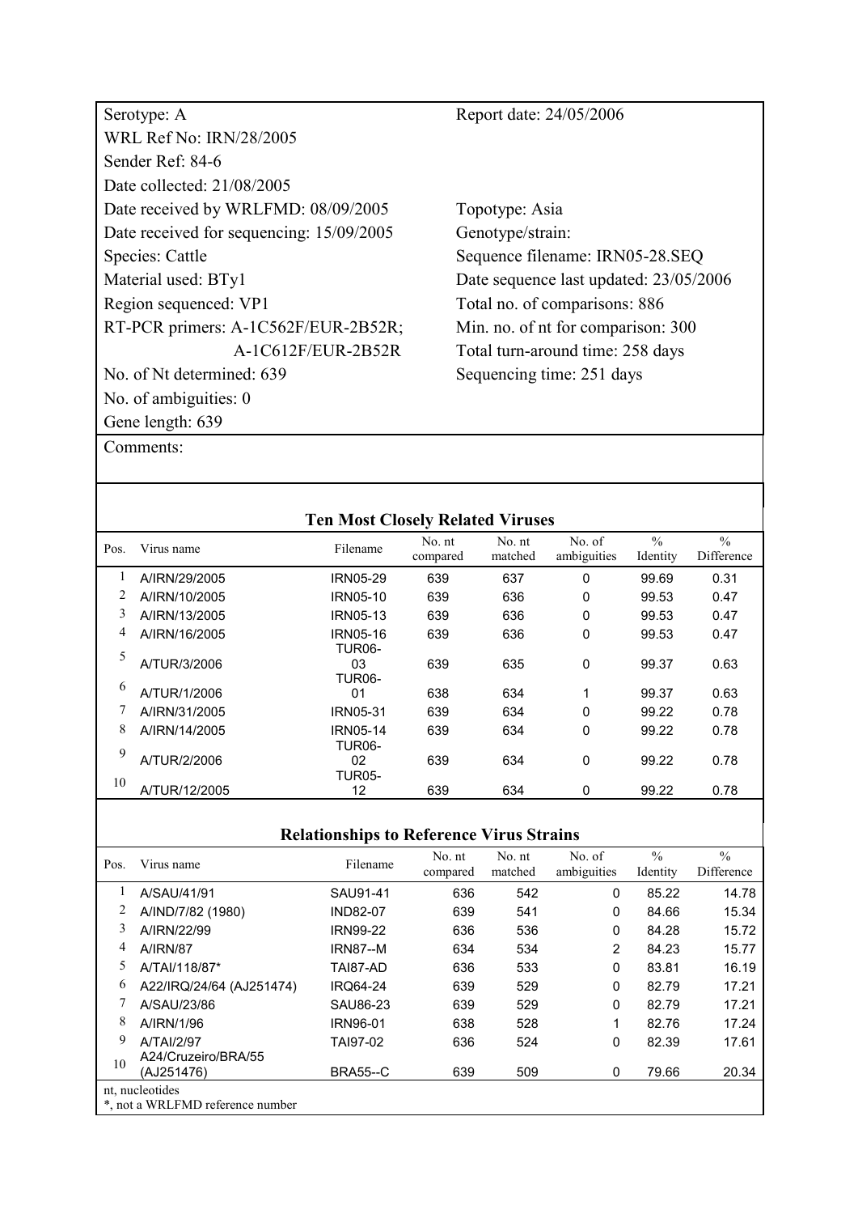| | |
|---|---|
| Serotype: A | Report date: 24/05/2006 |
| WRL Ref No: IRN/28/2005 | |
| Sender Ref: 84-6 | |
| Date collected: 21/08/2005 | |
| Date received by WRLFMD: 08/09/2005 | Topotype: Asia |
| Date received for sequencing: 15/09/2005 | Genotype/strain: |
| Species: Cattle | Sequence filename: IRN05-28.SEQ |
| Material used: BTy1 | Date sequence last updated: 23/05/2006 |
| Region sequenced: VP1 | Total no. of comparisons: 886 |
| RT-PCR primers: A-1C562F/EUR-2B52R; A-1C612F/EUR-2B52R | Min. no. of nt for comparison: 300 |
| | Total turn-around time: 258 days |
| No. of Nt determined: 639 | Sequencing time: 251 days |
| No. of ambiguities: 0 | |
| Gene length: 639 | |

Comments:

## Ten Most Closely Related Viruses

| Pos. | Virus name | Filename | No. nt compared | No. nt matched | No. of ambiguities | % Identity | % Difference |
|---|---|---|---|---|---|---|---|
| 1 | A/IRN/29/2005 | IRN05-29 | 639 | 637 | 0 | 99.69 | 0.31 |
| 2 | A/IRN/10/2005 | IRN05-10 | 639 | 636 | 0 | 99.53 | 0.47 |
| 3 | A/IRN/13/2005 | IRN05-13 | 639 | 636 | 0 | 99.53 | 0.47 |
| 4 | A/IRN/16/2005 | IRN05-16 | 639 | 636 | 0 | 99.53 | 0.47 |
| 5 | A/TUR/3/2006 | TUR06-03 | 639 | 635 | 0 | 99.37 | 0.63 |
| 6 | A/TUR/1/2006 | TUR06-01 | 638 | 634 | 1 | 99.37 | 0.63 |
| 7 | A/IRN/31/2005 | IRN05-31 | 639 | 634 | 0 | 99.22 | 0.78 |
| 8 | A/IRN/14/2005 | IRN05-14 | 639 | 634 | 0 | 99.22 | 0.78 |
| 9 | A/TUR/2/2006 | TUR06-02 | 639 | 634 | 0 | 99.22 | 0.78 |
| 10 | A/TUR/12/2005 | TUR05-12 | 639 | 634 | 0 | 99.22 | 0.78 |

## Relationships to Reference Virus Strains

| Pos. | Virus name | Filename | No. nt compared | No. nt matched | No. of ambiguities | % Identity | % Difference |
|---|---|---|---|---|---|---|---|
| 1 | A/SAU/41/91 | SAU91-41 | 636 | 542 | 0 | 85.22 | 14.78 |
| 2 | A/IND/7/82 (1980) | IND82-07 | 639 | 541 | 0 | 84.66 | 15.34 |
| 3 | A/IRN/22/99 | IRN99-22 | 636 | 536 | 0 | 84.28 | 15.72 |
| 4 | A/IRN/87 | IRN87--M | 634 | 534 | 2 | 84.23 | 15.77 |
| 5 | A/TAI/118/87* | TAI87-AD | 636 | 533 | 0 | 83.81 | 16.19 |
| 6 | A22/IRQ/24/64 (AJ251474) | IRQ64-24 | 639 | 529 | 0 | 82.79 | 17.21 |
| 7 | A/SAU/23/86 | SAU86-23 | 639 | 529 | 0 | 82.79 | 17.21 |
| 8 | A/IRN/1/96 | IRN96-01 | 638 | 528 | 1 | 82.76 | 17.24 |
| 9 | A/TAI/2/97 | TAI97-02 | 636 | 524 | 0 | 82.39 | 17.61 |
| 10 | A24/Cruzeiro/BRA/55 (AJ251476) | BRA55--C | 639 | 509 | 0 | 79.66 | 20.34 |

nt, nucleotides
*, not a WRLFMD reference number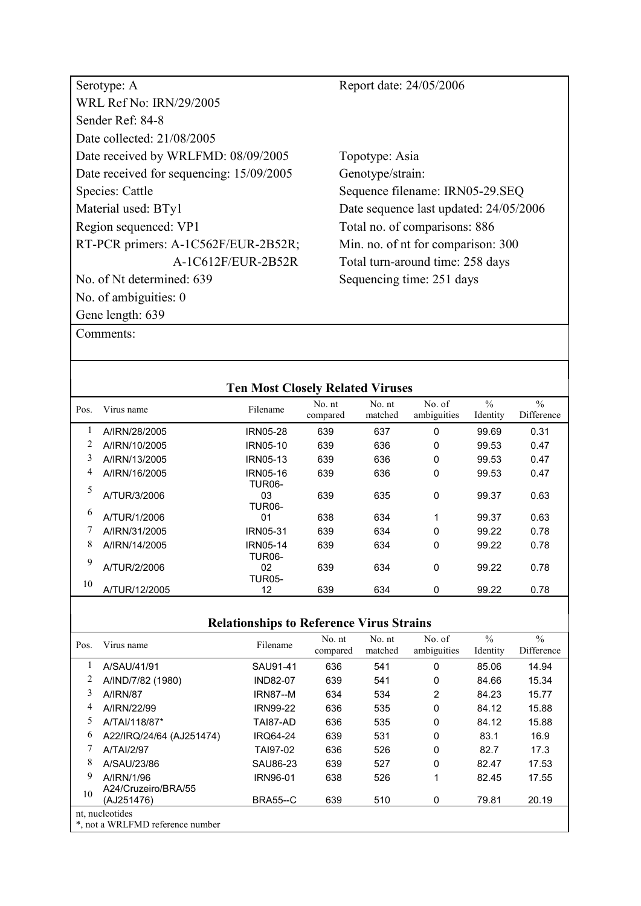| | |
|---|---|
| Serotype: A | Report date: 24/05/2006 |
| WRL Ref No: IRN/29/2005 | |
| Sender Ref: 84-8 | |
| Date collected: 21/08/2005 | |
| Date received by WRLFMD: 08/09/2005 | Topotype: Asia |
| Date received for sequencing: 15/09/2005 | Genotype/strain: |
| Species: Cattle | Sequence filename: IRN05-29.SEQ |
| Material used: BTy1 | Date sequence last updated: 24/05/2006 |
| Region sequenced: VP1 | Total no. of comparisons: 886 |
| RT-PCR primers: A-1C562F/EUR-2B52R; A-1C612F/EUR-2B52R | Min. no. of nt for comparison: 300 |
| | Total turn-around time: 258 days |
| No. of Nt determined: 639 | Sequencing time: 251 days |
| No. of ambiguities: 0 | |
| Gene length: 639 | |

Comments:

## Ten Most Closely Related Viruses

| Pos. | Virus name | Filename | No. nt compared | No. nt matched | No. of ambiguities | % Identity | % Difference |
|---|---|---|---|---|---|---|---|
| 1 | A/IRN/28/2005 | IRN05-28 | 639 | 637 | 0 | 99.69 | 0.31 |
| 2 | A/IRN/10/2005 | IRN05-10 | 639 | 636 | 0 | 99.53 | 0.47 |
| 3 | A/IRN/13/2005 | IRN05-13 | 639 | 636 | 0 | 99.53 | 0.47 |
| 4 | A/IRN/16/2005 | IRN05-16 | 639 | 636 | 0 | 99.53 | 0.47 |
| 5 | A/TUR/3/2006 | TUR06-03 | 639 | 635 | 0 | 99.37 | 0.63 |
| 6 | A/TUR/1/2006 | TUR06-01 | 638 | 634 | 1 | 99.37 | 0.63 |
| 7 | A/IRN/31/2005 | IRN05-31 | 639 | 634 | 0 | 99.22 | 0.78 |
| 8 | A/IRN/14/2005 | IRN05-14 | 639 | 634 | 0 | 99.22 | 0.78 |
| 9 | A/TUR/2/2006 | TUR06-02 | 639 | 634 | 0 | 99.22 | 0.78 |
| 10 | A/TUR/12/2005 | TUR05-12 | 639 | 634 | 0 | 99.22 | 0.78 |

## Relationships to Reference Virus Strains

| Pos. | Virus name | Filename | No. nt compared | No. nt matched | No. of ambiguities | % Identity | % Difference |
|---|---|---|---|---|---|---|---|
| 1 | A/SAU/41/91 | SAU91-41 | 636 | 541 | 0 | 85.06 | 14.94 |
| 2 | A/IND/7/82 (1980) | IND82-07 | 639 | 541 | 0 | 84.66 | 15.34 |
| 3 | A/IRN/87 | IRN87--M | 634 | 534 | 2 | 84.23 | 15.77 |
| 4 | A/IRN/22/99 | IRN99-22 | 636 | 535 | 0 | 84.12 | 15.88 |
| 5 | A/TAI/118/87* | TAI87-AD | 636 | 535 | 0 | 84.12 | 15.88 |
| 6 | A22/IRQ/24/64 (AJ251474) | IRQ64-24 | 639 | 531 | 0 | 83.1 | 16.9 |
| 7 | A/TAI/2/97 | TAI97-02 | 636 | 526 | 0 | 82.7 | 17.3 |
| 8 | A/SAU/23/86 | SAU86-23 | 639 | 527 | 0 | 82.47 | 17.53 |
| 9 | A/IRN/1/96 | IRN96-01 | 638 | 526 | 1 | 82.45 | 17.55 |
| 10 | A24/Cruzeiro/BRA/55 (AJ251476) | BRA55--C | 639 | 510 | 0 | 79.81 | 20.19 |

nt, nucleotides
*, not a WRLFMD reference number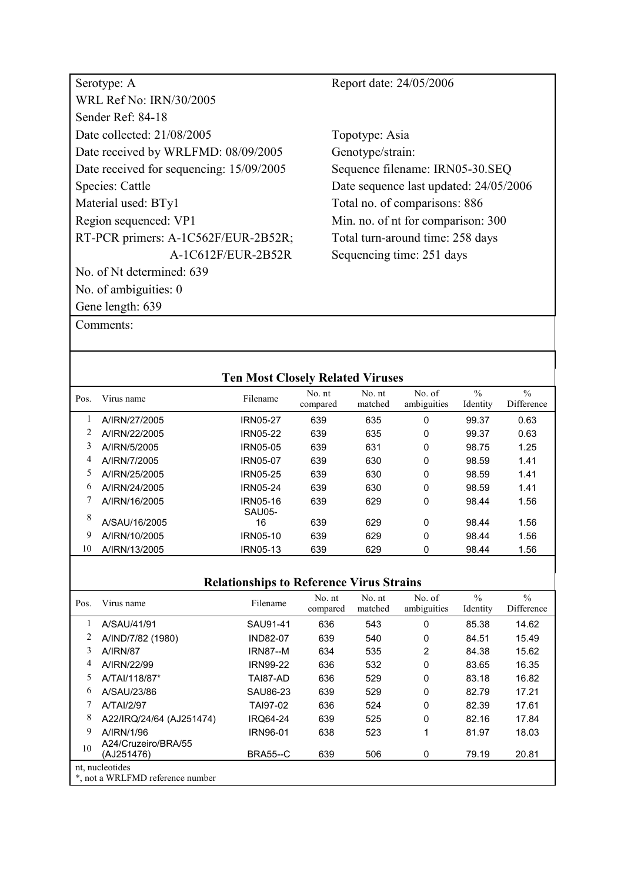| | |
|---|---|
| Serotype: A | Report date: 24/05/2006 |
| WRL Ref No: IRN/30/2005 | |
| Sender Ref: 84-18 | |
| Date collected: 21/08/2005 | Topotype: Asia |
| Date received by WRLFMD: 08/09/2005 | Genotype/strain: |
| Date received for sequencing: 15/09/2005 | Sequence filename: IRN05-30.SEQ |
| Species: Cattle | Date sequence last updated: 24/05/2006 |
| Material used: BTy1 | Total no. of comparisons: 886 |
| Region sequenced: VP1 | Min. no. of nt for comparison: 300 |
| RT-PCR primers: A-1C562F/EUR-2B52R; A-1C612F/EUR-2B52R | Total turn-around time: 258 days |
| | Sequencing time: 251 days |
| No. of Nt determined: 639 | |
| No. of ambiguities: 0 | |
| Gene length: 639 | |

Comments:

## Ten Most Closely Related Viruses

| Pos. | Virus name | Filename | No. nt compared | No. nt matched | No. of ambiguities | % Identity | % Difference |
|---|---|---|---|---|---|---|---|
| 1 | A/IRN/27/2005 | IRN05-27 | 639 | 635 | 0 | 99.37 | 0.63 |
| 2 | A/IRN/22/2005 | IRN05-22 | 639 | 635 | 0 | 99.37 | 0.63 |
| 3 | A/IRN/5/2005 | IRN05-05 | 639 | 631 | 0 | 98.75 | 1.25 |
| 4 | A/IRN/7/2005 | IRN05-07 | 639 | 630 | 0 | 98.59 | 1.41 |
| 5 | A/IRN/25/2005 | IRN05-25 | 639 | 630 | 0 | 98.59 | 1.41 |
| 6 | A/IRN/24/2005 | IRN05-24 | 639 | 630 | 0 | 98.59 | 1.41 |
| 7 | A/IRN/16/2005 | IRN05-16 | 639 | 629 | 0 | 98.44 | 1.56 |
| 8 | A/SAU/16/2005 | SAU05-16 | 639 | 629 | 0 | 98.44 | 1.56 |
| 9 | A/IRN/10/2005 | IRN05-10 | 639 | 629 | 0 | 98.44 | 1.56 |
| 10 | A/IRN/13/2005 | IRN05-13 | 639 | 629 | 0 | 98.44 | 1.56 |

## Relationships to Reference Virus Strains

| Pos. | Virus name | Filename | No. nt compared | No. nt matched | No. of ambiguities | % Identity | % Difference |
|---|---|---|---|---|---|---|---|
| 1 | A/SAU/41/91 | SAU91-41 | 636 | 543 | 0 | 85.38 | 14.62 |
| 2 | A/IND/7/82 (1980) | IND82-07 | 639 | 540 | 0 | 84.51 | 15.49 |
| 3 | A/IRN/87 | IRN87--M | 634 | 535 | 2 | 84.38 | 15.62 |
| 4 | A/IRN/22/99 | IRN99-22 | 636 | 532 | 0 | 83.65 | 16.35 |
| 5 | A/TAI/118/87* | TAI87-AD | 636 | 529 | 0 | 83.18 | 16.82 |
| 6 | A/SAU/23/86 | SAU86-23 | 639 | 529 | 0 | 82.79 | 17.21 |
| 7 | A/TAI/2/97 | TAI97-02 | 636 | 524 | 0 | 82.39 | 17.61 |
| 8 | A22/IRQ/24/64 (AJ251474) | IRQ64-24 | 639 | 525 | 0 | 82.16 | 17.84 |
| 9 | A/IRN/1/96 | IRN96-01 | 638 | 523 | 1 | 81.97 | 18.03 |
| 10 | A24/Cruzeiro/BRA/55 (AJ251476) | BRA55--C | 639 | 506 | 0 | 79.19 | 20.81 |

nt, nucleotides
*, not a WRLFMD reference number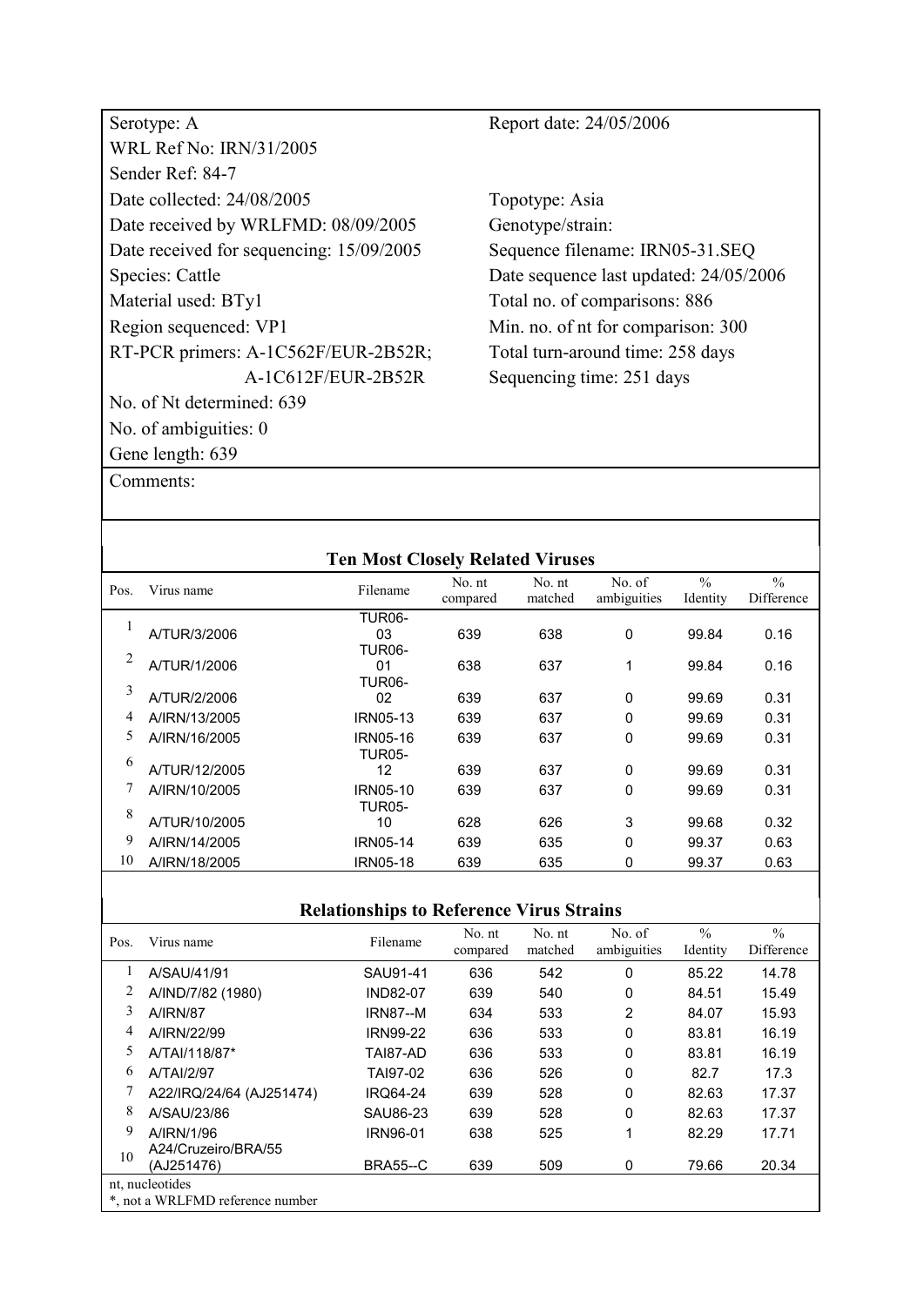| | |
|---|---|
| Serotype: A | Report date: 24/05/2006 |
| WRL Ref No: IRN/31/2005 | |
| Sender Ref: 84-7 | |
| Date collected: 24/08/2005 | Topotype: Asia |
| Date received by WRLFMD: 08/09/2005 | Genotype/strain: |
| Date received for sequencing: 15/09/2005 | Sequence filename: IRN05-31.SEQ |
| Species: Cattle | Date sequence last updated: 24/05/2006 |
| Material used: BTy1 | Total no. of comparisons: 886 |
| Region sequenced: VP1 | Min. no. of nt for comparison: 300 |
| RT-PCR primers: A-1C562F/EUR-2B52R; A-1C612F/EUR-2B52R | Total turn-around time: 258 days |
| | Sequencing time: 251 days |
| No. of Nt determined: 639 | |
| No. of ambiguities: 0 | |
| Gene length: 639 | |

Comments:

**Ten Most Closely Related Viruses**

| Pos. | Virus name | Filename | No. nt compared | No. nt matched | No. of ambiguities | % Identity | % Difference |
|---|---|---|---|---|---|---|---|
| 1 | A/TUR/3/2006 | TUR06-03 | 639 | 638 | 0 | 99.84 | 0.16 |
| 2 | A/TUR/1/2006 | TUR06-01 | 638 | 637 | 1 | 99.84 | 0.16 |
| 3 | A/TUR/2/2006 | TUR06-02 | 639 | 637 | 0 | 99.69 | 0.31 |
| 4 | A/IRN/13/2005 | IRN05-13 | 639 | 637 | 0 | 99.69 | 0.31 |
| 5 | A/IRN/16/2005 | IRN05-16 | 639 | 637 | 0 | 99.69 | 0.31 |
| 6 | A/TUR/12/2005 | TUR05-12 | 639 | 637 | 0 | 99.69 | 0.31 |
| 7 | A/IRN/10/2005 | IRN05-10 | 639 | 637 | 0 | 99.69 | 0.31 |
| 8 | A/TUR/10/2005 | TUR05-10 | 628 | 626 | 3 | 99.68 | 0.32 |
| 9 | A/IRN/14/2005 | IRN05-14 | 639 | 635 | 0 | 99.37 | 0.63 |
| 10 | A/IRN/18/2005 | IRN05-18 | 639 | 635 | 0 | 99.37 | 0.63 |

**Relationships to Reference Virus Strains**

| Pos. | Virus name | Filename | No. nt compared | No. nt matched | No. of ambiguities | % Identity | % Difference |
|---|---|---|---|---|---|---|---|
| 1 | A/SAU/41/91 | SAU91-41 | 636 | 542 | 0 | 85.22 | 14.78 |
| 2 | A/IND/7/82 (1980) | IND82-07 | 639 | 540 | 0 | 84.51 | 15.49 |
| 3 | A/IRN/87 | IRN87--M | 634 | 533 | 2 | 84.07 | 15.93 |
| 4 | A/IRN/22/99 | IRN99-22 | 636 | 533 | 0 | 83.81 | 16.19 |
| 5 | A/TAI/118/87* | TAI87-AD | 636 | 533 | 0 | 83.81 | 16.19 |
| 6 | A/TAI/2/97 | TAI97-02 | 636 | 526 | 0 | 82.7 | 17.3 |
| 7 | A22/IRQ/24/64 (AJ251474) | IRQ64-24 | 639 | 528 | 0 | 82.63 | 17.37 |
| 8 | A/SAU/23/86 | SAU86-23 | 639 | 528 | 0 | 82.63 | 17.37 |
| 9 | A/IRN/1/96 | IRN96-01 | 638 | 525 | 1 | 82.29 | 17.71 |
| 10 | A24/Cruzeiro/BRA/55 (AJ251476) | BRA55--C | 639 | 509 | 0 | 79.66 | 20.34 |

nt, nucleotides
*, not a WRLFMD reference number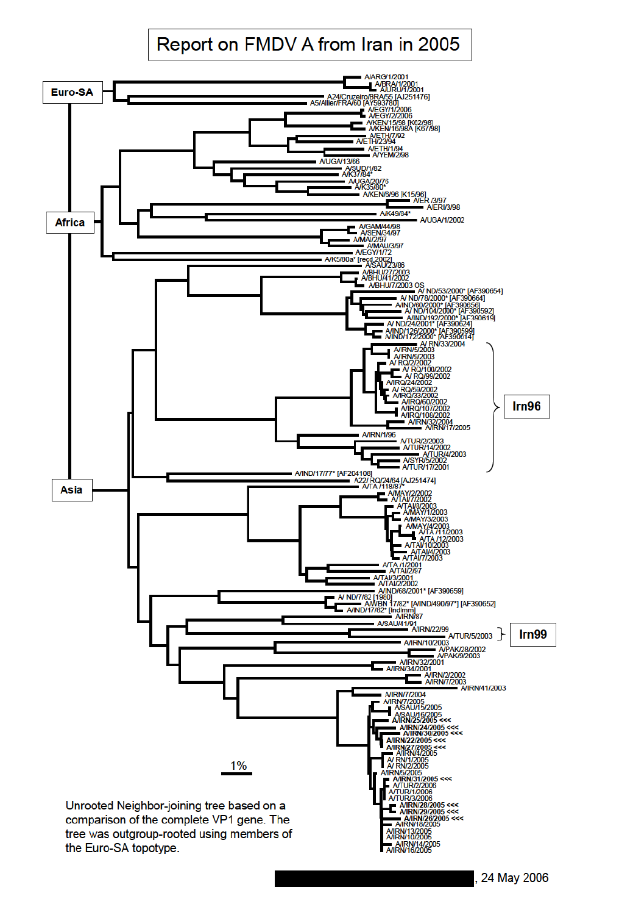# Report on FMDV A from Iran in 2005

Euro-SA

A/ARG/1/2001
A/BRA/1/2001
A/URU/1/2001
A24/Cruzeiro/BRA/55 [AJ251476]
A5/Allier/FRA/60 [AY593780]

Africa

A/EGY/1/2006
A/EGY/2/2006
A/KEN/15/98 [K62/98]
A/KEN/16/98A [K67/98]
A/ETH/7/92
A/ETH/23/94
A/ETH/1/94
A/YEM/2/98
A/UGA/13/66
A/SUD/1/82
A/K37/84*
A/UGA/20/76
A/K35/80*
A/KEN/6/96 [K15/96]
A/ER /3/97
A/ERI/3/98
A/K49/84*
A/UGA/1/2002
A/GAM/44/98
A/SEN/34/97
A/MAI/2/97
A/MAU/3/97
A/EGY/1/72
A/K5/80a* [recd 2002]

Asia

A/SAU/23/86
A/BHU/27/2003
A/BHU/41/2002
A/BHU/7/2003 OS
A/ ND/53/2000* [AF390654]
A/ ND/78/2000* [AF390664]
A/IND/60/2000* [AF390656]
A/ ND/104/2000* [AF390592]
A/IND/192/2000* [AF390619]
A/ ND/24/2001* [AF390624]
A/IND/126/2000* [AF390599]
A/IND/172/2000* [AF390614]
A/ RN/33/2004
A/IRN/5/2003
A/IRN/9/2003
A/ RQ/2/2002
A/ RQ/100/2002
A/ RQ/99/2002
A/IRQ/24/2002
A/ RQ/59/2002
A/IRQ/33/2002
A/IRQ/60/2002
A/IRQ/107/2002
A/IRQ/108/2002
A/IRN/32/2004
A/IRN/17/2005
A/IRN/1/96
A/TUR/2/2003
A/TUR/14/2002
A/TUR/4/2003
A/SYR/5/2002
A/TUR/17/2001

Irn96

A/IND/17/77* [AF204108]
A22/ RQ/24/64 [AJ251474]
A/TA /118/87*
A/MAY/2/2002
A/TAI/7/2002
A/TAI/8/2003
A/MAY/1/2003
A/MAY/3/2003
A/MAY/4/2003
A/TA /11/2003
A/TA /12/2003
A/TAI/10/2003
A/TAI/4/2003
A/TAI/7/2003
A/TA /1/2001
A/TAI/2/97
A/TAI/3/2001
A/TAI/2/2002
A/IND/68/2001* [AF390659]
A/ ND/7/82 [1960]
A/WBN 17/82* [A/IND/490/97*] [AF390652]
A/IND/17/82* [Indimm]
A/IRN/87
A/SAU/41/91
A/IRN/22/99
A/TUR/5/2003

Irn99

A/IRN/10/2003
A/PAK/28/2002
A/PAK/9/2003
A/IRN/32/2001
A/IRN/34/2001
A/IRN/2/2002
A/IRN/7/2003
A/IRN/41/2003
A/IRN/7/2004
A/IRN/7/2005
A/SAU/15/2005
A/SAU/16/2005
**A/IRN/25/2005 <<<**
**A/IRN/24/2005 <<<**
**A/IRN/30/2005 <<<**
**A/IRN/22/2005 <<<**
**A/IRN/27/2005 <<<**
A/IRN/4/2005
A/ RN/1/2005
A/ RN/2/2005
A/IRN/5/2005
**A/IRN/31/2005 <<<**
A/TUR/2/2006
A/TUR/1/2006
A/TUR/3/2006
**A/IRN/28/2005 <<<**
**A/IRN/29/2005 <<<**
**A/IRN/26/2005 <<<**
A/IRN/18/2005
A/IRN/13/2005
A/IRN/10/2005
A/IRN/14/2005
A/IRN/16/2005

1%

Unrooted Neighbor-joining tree based on a comparison of the complete VP1 gene. The tree was outgroup-rooted using members of the Euro-SA topotype.

, 24 May 2006